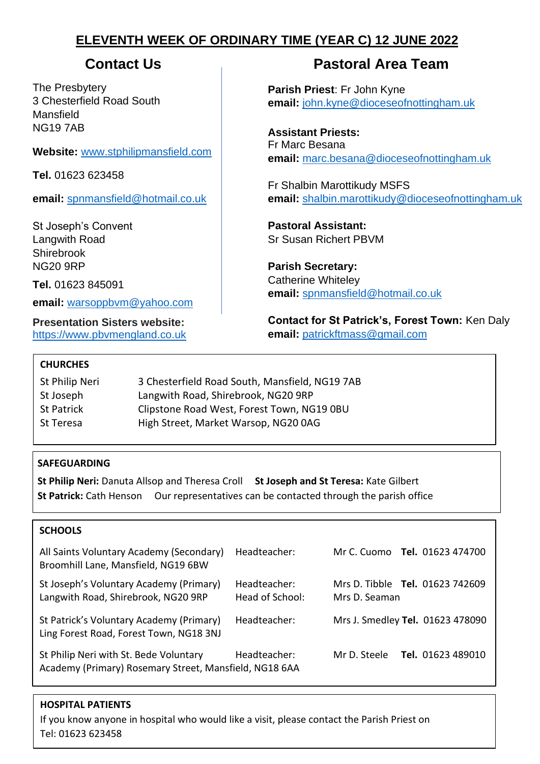# ELEVENTH WEEK OF ORDINARY TIME (YEAR C) 12 JUNE 2022

## Contact Us

The Presbytery
3 Chesterfield Road South
Mansfield
NG19 7AB

**Website:** www.stphilipmansfield.com

**Tel.** 01623 623458

**email:** spnmansfield@hotmail.co.uk

St Joseph's Convent
Langwith Road
Shirebrook
NG20 9RP

**Tel.** 01623 845091

**email:** warsoppbvm@yahoo.com

**Presentation Sisters website:** https://www.pbvmengland.co.uk

## Pastoral Area Team

**Parish Priest**: Fr John Kyne
**email:** john.kyne@dioceseofnottingham.uk

**Assistant Priests:**
Fr Marc Besana
**email:** marc.besana@dioceseofnottingham.uk

Fr Shalbin Marottikudy MSFS
**email:** shalbin.marottikudy@dioceseofnottingham.uk

**Pastoral Assistant:**
Sr Susan Richert PBVM

**Parish Secretary:**
Catherine Whiteley
**email:** spnmansfield@hotmail.co.uk

**Contact for St Patrick's, Forest Town:** Ken Daly
**email:** patrickftmass@gmail.com

### CHURCHES

| | |
|---|---|
| St Philip Neri | 3 Chesterfield Road South, Mansfield, NG19 7AB |
| St Joseph | Langwith Road, Shirebrook, NG20 9RP |
| St Patrick | Clipstone Road West, Forest Town, NG19 0BU |
| St Teresa | High Street, Market Warsop, NG20 0AG |

### SAFEGUARDING

**St Philip Neri:** Danuta Allsop and Theresa Croll **St Joseph and St Teresa:** Kate Gilbert
**St Patrick:** Cath Henson Our representatives can be contacted through the parish office

### SCHOOLS

| | | | |
|---|---|---|---|
| All Saints Voluntary Academy (Secondary) Broomhill Lane, Mansfield, NG19 6BW | Headteacher: | Mr C. Cuomo | **Tel.** 01623 474700 |
| St Joseph's Voluntary Academy (Primary) Langwith Road, Shirebrook, NG20 9RP | Headteacher: Head of School: | Mrs D. Tibble Mrs D. Seaman | **Tel.** 01623 742609 |
| St Patrick's Voluntary Academy (Primary) Ling Forest Road, Forest Town, NG18 3NJ | Headteacher: | Mrs J. Smedley | **Tel.** 01623 478090 |
| St Philip Neri with St. Bede Voluntary Academy (Primary) Rosemary Street, Mansfield, NG18 6AA | Headteacher: | Mr D. Steele | **Tel.** 01623 489010 |

### HOSPITAL PATIENTS

If you know anyone in hospital who would like a visit, please contact the Parish Priest on Tel: 01623 623458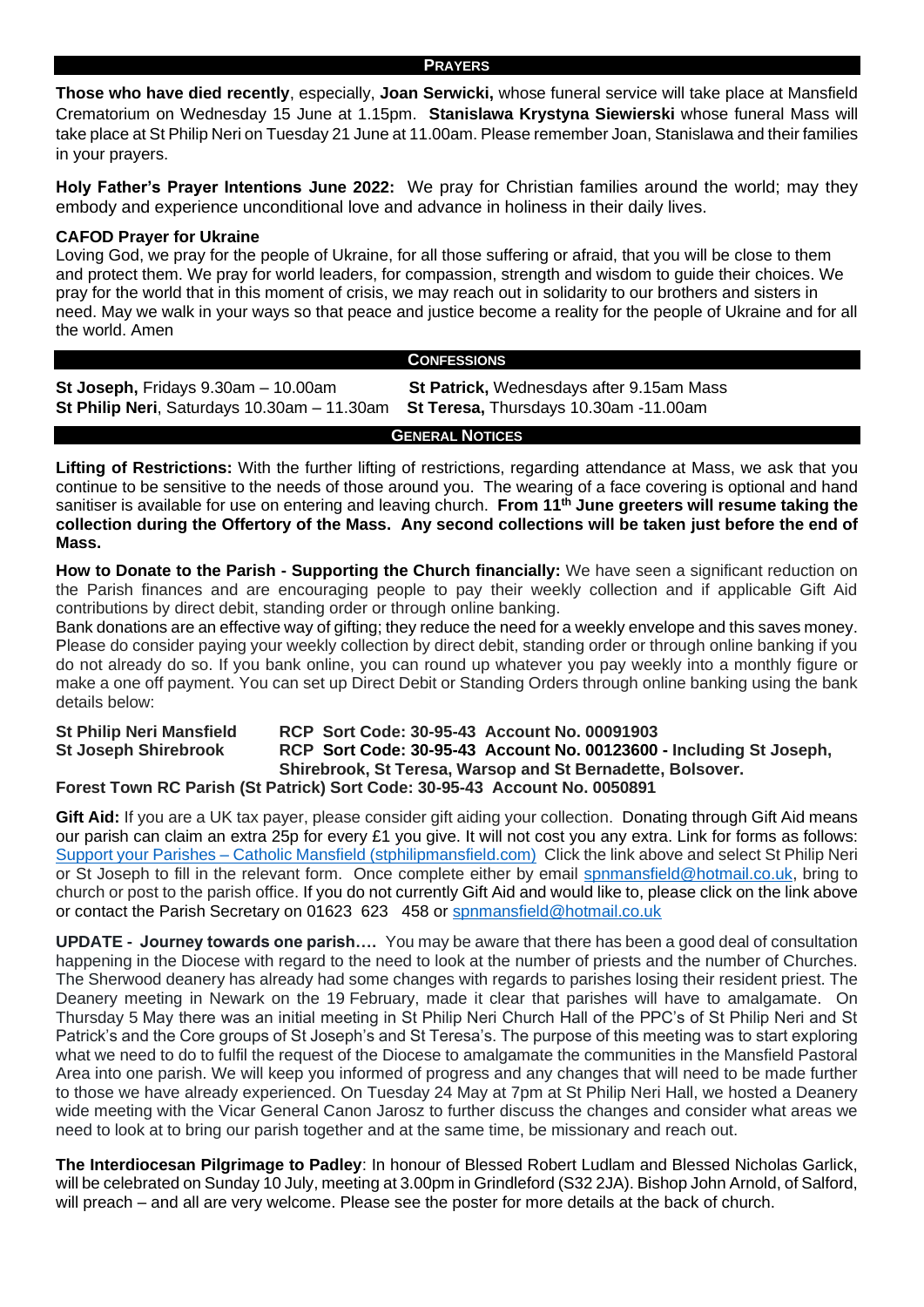## PRAYERS

**Those who have died recently**, especially, **Joan Serwicki,** whose funeral service will take place at Mansfield Crematorium on Wednesday 15 June at 1.15pm. **Stanislawa Krystyna Siewierski** whose funeral Mass will take place at St Philip Neri on Tuesday 21 June at 11.00am. Please remember Joan, Stanislawa and their families in your prayers.

**Holy Father's Prayer Intentions June 2022:** We pray for Christian families around the world; may they embody and experience unconditional love and advance in holiness in their daily lives.

**CAFOD Prayer for Ukraine**
Loving God, we pray for the people of Ukraine, for all those suffering or afraid, that you will be close to them and protect them. We pray for world leaders, for compassion, strength and wisdom to guide their choices. We pray for the world that in this moment of crisis, we may reach out in solidarity to our brothers and sisters in need. May we walk in your ways so that peace and justice become a reality for the people of Ukraine and for all the world. Amen

## CONFESSIONS

**St Joseph,** Fridays 9.30am – 10.00am
**St Patrick,** Wednesdays after 9.15am Mass
**St Philip Neri**, Saturdays 10.30am – 11.30am
**St Teresa,** Thursdays 10.30am -11.00am

## GENERAL NOTICES

**Lifting of Restrictions:** With the further lifting of restrictions, regarding attendance at Mass, we ask that you continue to be sensitive to the needs of those around you. The wearing of a face covering is optional and hand sanitiser is available for use on entering and leaving church. **From 11th June greeters will resume taking the collection during the Offertory of the Mass. Any second collections will be taken just before the end of Mass.**

**How to Donate to the Parish - Supporting the Church financially:** We have seen a significant reduction on the Parish finances and are encouraging people to pay their weekly collection and if applicable Gift Aid contributions by direct debit, standing order or through online banking.
Bank donations are an effective way of gifting; they reduce the need for a weekly envelope and this saves money. Please do consider paying your weekly collection by direct debit, standing order or through online banking if you do not already do so. If you bank online, you can round up whatever you pay weekly into a monthly figure or make a one off payment. You can set up Direct Debit or Standing Orders through online banking using the bank details below:

**St Philip Neri Mansfield** RCP Sort Code: 30-95-43 Account No. 00091903
**St Joseph Shirebrook** RCP Sort Code: 30-95-43 Account No. 00123600 - Including St Joseph, Shirebrook, St Teresa, Warsop and St Bernadette, Bolsover.
**Forest Town RC Parish (St Patrick) Sort Code: 30-95-43 Account No. 0050891**

**Gift Aid:** If you are a UK tax payer, please consider gift aiding your collection. Donating through Gift Aid means our parish can claim an extra 25p for every £1 you give. It will not cost you any extra. Link for forms as follows: Support your Parishes – Catholic Mansfield (stphilipmansfield.com) Click the link above and select St Philip Neri or St Joseph to fill in the relevant form. Once complete either by email spnmansfield@hotmail.co.uk, bring to church or post to the parish office. If you do not currently Gift Aid and would like to, please click on the link above or contact the Parish Secretary on 01623 623 458 or spnmansfield@hotmail.co.uk

**UPDATE - Journey towards one parish….** You may be aware that there has been a good deal of consultation happening in the Diocese with regard to the need to look at the number of priests and the number of Churches. The Sherwood deanery has already had some changes with regards to parishes losing their resident priest. The Deanery meeting in Newark on the 19 February, made it clear that parishes will have to amalgamate. On Thursday 5 May there was an initial meeting in St Philip Neri Church Hall of the PPC's of St Philip Neri and St Patrick's and the Core groups of St Joseph's and St Teresa's. The purpose of this meeting was to start exploring what we need to do to fulfil the request of the Diocese to amalgamate the communities in the Mansfield Pastoral Area into one parish. We will keep you informed of progress and any changes that will need to be made further to those we have already experienced. On Tuesday 24 May at 7pm at St Philip Neri Hall, we hosted a Deanery wide meeting with the Vicar General Canon Jarosz to further discuss the changes and consider what areas we need to look at to bring our parish together and at the same time, be missionary and reach out.

**The Interdiocesan Pilgrimage to Padley**: In honour of Blessed Robert Ludlam and Blessed Nicholas Garlick, will be celebrated on Sunday 10 July, meeting at 3.00pm in Grindleford (S32 2JA). Bishop John Arnold, of Salford, will preach – and all are very welcome. Please see the poster for more details at the back of church.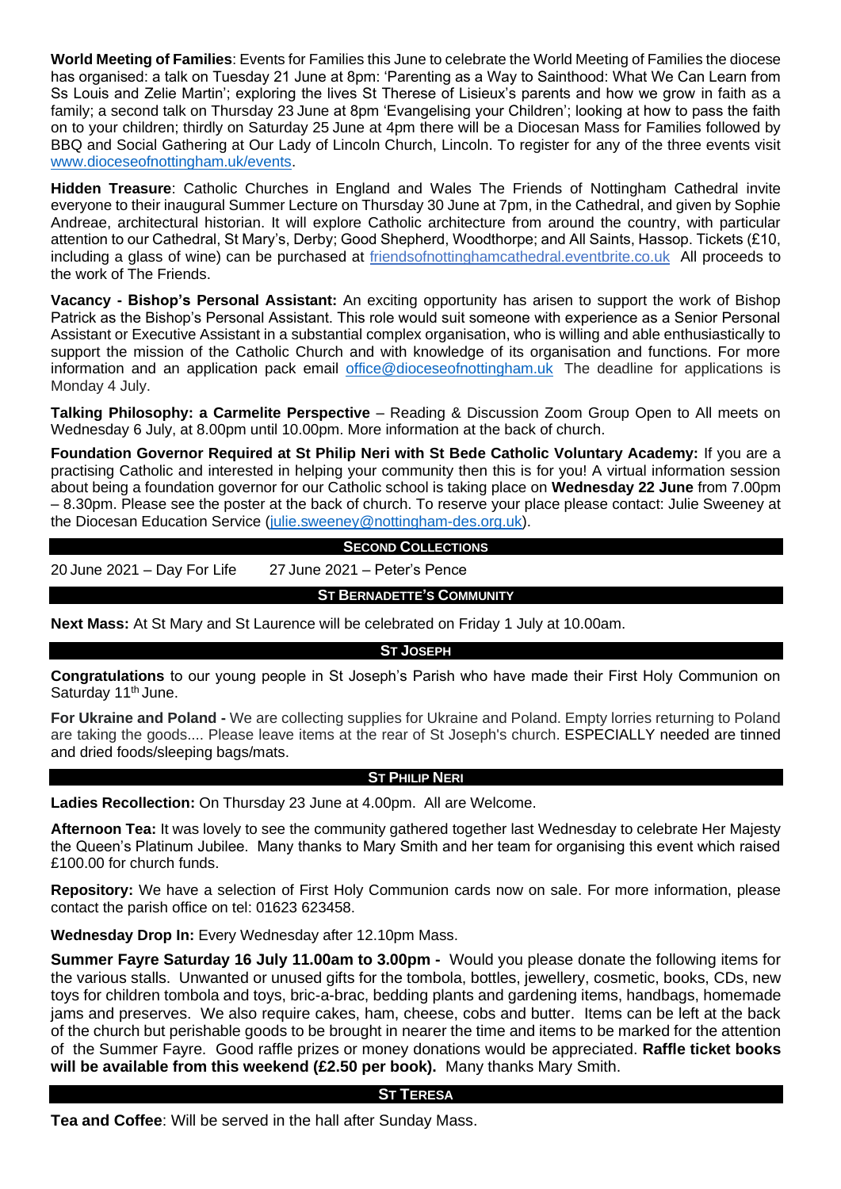**World Meeting of Families**: Events for Families this June to celebrate the World Meeting of Families the diocese has organised: a talk on Tuesday 21 June at 8pm: 'Parenting as a Way to Sainthood: What We Can Learn from Ss Louis and Zelie Martin'; exploring the lives St Therese of Lisieux's parents and how we grow in faith as a family; a second talk on Thursday 23 June at 8pm 'Evangelising your Children'; looking at how to pass the faith on to your children; thirdly on Saturday 25 June at 4pm there will be a Diocesan Mass for Families followed by BBQ and Social Gathering at Our Lady of Lincoln Church, Lincoln. To register for any of the three events visit www.dioceseofnottingham.uk/events.

**Hidden Treasure**: Catholic Churches in England and Wales The Friends of Nottingham Cathedral invite everyone to their inaugural Summer Lecture on Thursday 30 June at 7pm, in the Cathedral, and given by Sophie Andreae, architectural historian. It will explore Catholic architecture from around the country, with particular attention to our Cathedral, St Mary's, Derby; Good Shepherd, Woodthorpe; and All Saints, Hassop. Tickets (£10, including a glass of wine) can be purchased at friendsofnottinghamcathedral.eventbrite.co.uk All proceeds to the work of The Friends.

**Vacancy - Bishop's Personal Assistant:** An exciting opportunity has arisen to support the work of Bishop Patrick as the Bishop's Personal Assistant. This role would suit someone with experience as a Senior Personal Assistant or Executive Assistant in a substantial complex organisation, who is willing and able enthusiastically to support the mission of the Catholic Church and with knowledge of its organisation and functions. For more information and an application pack email office@dioceseofnottingham.uk The deadline for applications is Monday 4 July.

**Talking Philosophy: a Carmelite Perspective** – Reading & Discussion Zoom Group Open to All meets on Wednesday 6 July, at 8.00pm until 10.00pm. More information at the back of church.

**Foundation Governor Required at St Philip Neri with St Bede Catholic Voluntary Academy:** If you are a practising Catholic and interested in helping your community then this is for you! A virtual information session about being a foundation governor for our Catholic school is taking place on **Wednesday 22 June** from 7.00pm – 8.30pm. Please see the poster at the back of church. To reserve your place please contact: Julie Sweeney at the Diocesan Education Service (julie.sweeney@nottingham-des.org.uk).

## SECOND COLLECTIONS

20 June 2021 – Day For Life 27 June 2021 – Peter's Pence

## ST BERNADETTE'S COMMUNITY

**Next Mass:** At St Mary and St Laurence will be celebrated on Friday 1 July at 10.00am.

## ST JOSEPH

**Congratulations** to our young people in St Joseph's Parish who have made their First Holy Communion on Saturday 11th June.

**For Ukraine and Poland -** We are collecting supplies for Ukraine and Poland. Empty lorries returning to Poland are taking the goods.... Please leave items at the rear of St Joseph's church. ESPECIALLY needed are tinned and dried foods/sleeping bags/mats.

## ST PHILIP NERI

**Ladies Recollection:** On Thursday 23 June at 4.00pm. All are Welcome.

**Afternoon Tea:** It was lovely to see the community gathered together last Wednesday to celebrate Her Majesty the Queen's Platinum Jubilee. Many thanks to Mary Smith and her team for organising this event which raised £100.00 for church funds.

**Repository:** We have a selection of First Holy Communion cards now on sale. For more information, please contact the parish office on tel: 01623 623458.

**Wednesday Drop In:** Every Wednesday after 12.10pm Mass.

**Summer Fayre Saturday 16 July 11.00am to 3.00pm -** Would you please donate the following items for the various stalls. Unwanted or unused gifts for the tombola, bottles, jewellery, cosmetic, books, CDs, new toys for children tombola and toys, bric-a-brac, bedding plants and gardening items, handbags, homemade jams and preserves. We also require cakes, ham, cheese, cobs and butter. Items can be left at the back of the church but perishable goods to be brought in nearer the time and items to be marked for the attention of the Summer Fayre. Good raffle prizes or money donations would be appreciated. **Raffle ticket books will be available from this weekend (£2.50 per book).** Many thanks Mary Smith.

## ST TERESA

**Tea and Coffee**: Will be served in the hall after Sunday Mass.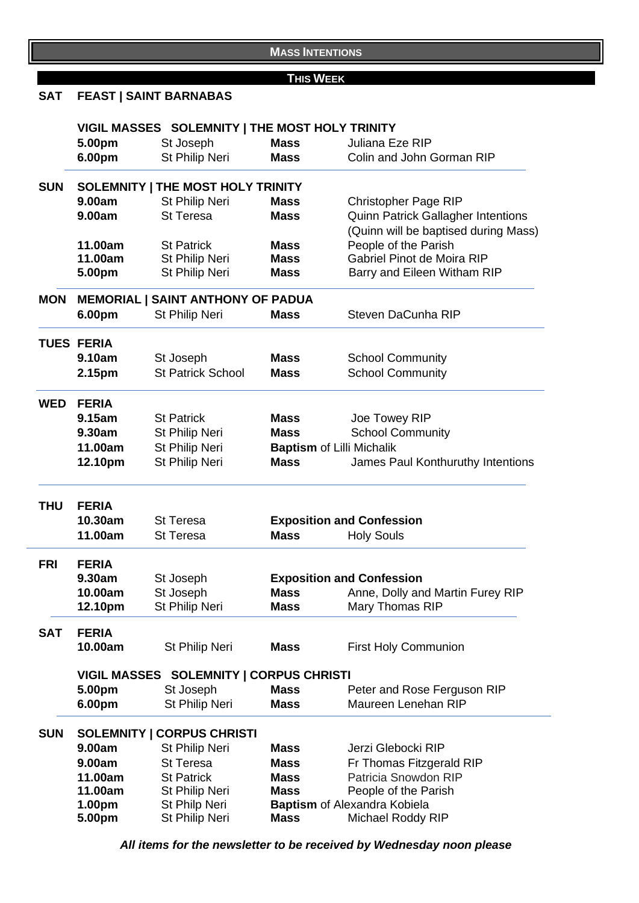# MASS INTENTIONS

## THIS WEEK

**SAT** **FEAST | SAINT BARNABAS**

**VIGIL MASSES SOLEMNITY | THE MOST HOLY TRINITY**

| | | | |
|---|---|---|---|
| **5.00pm** | St Joseph | **Mass** | Juliana Eze RIP |
| **6.00pm** | St Philip Neri | **Mass** | Colin and John Gorman RIP |

**SUN** **SOLEMNITY | THE MOST HOLY TRINITY**

| | | | |
|---|---|---|---|
| **9.00am** | St Philip Neri | **Mass** | Christopher Page RIP |
| **9.00am** | St Teresa | **Mass** | Quinn Patrick Gallagher Intentions (Quinn will be baptised during Mass) |
| **11.00am** | St Patrick | **Mass** | People of the Parish |
| **11.00am** | St Philip Neri | **Mass** | Gabriel Pinot de Moira RIP |
| **5.00pm** | St Philip Neri | **Mass** | Barry and Eileen Witham RIP |

**MON** **MEMORIAL | SAINT ANTHONY OF PADUA**

| | | | |
|---|---|---|---|
| **6.00pm** | St Philip Neri | **Mass** | Steven DaCunha RIP |

**TUES** **FERIA**

| | | | |
|---|---|---|---|
| **9.10am** | St Joseph | **Mass** | School Community |
| **2.15pm** | St Patrick School | **Mass** | School Community |

**WED** **FERIA**

| | | | |
|---|---|---|---|
| **9.15am** | St Patrick | **Mass** | Joe Towey RIP |
| **9.30am** | St Philip Neri | **Mass** | School Community |
| **11.00am** | St Philip Neri | **Baptism** of Lilli Michalik | |
| **12.10pm** | St Philip Neri | **Mass** | James Paul Konthuruthy Intentions |

**THU** **FERIA**

| | | | |
|---|---|---|---|
| **10.30am** | St Teresa | **Exposition and Confession** | |
| **11.00am** | St Teresa | **Mass** | Holy Souls |

**FRI** **FERIA**

| | | | |
|---|---|---|---|
| **9.30am** | St Joseph | **Exposition and Confession** | |
| **10.00am** | St Joseph | **Mass** | Anne, Dolly and Martin Furey RIP |
| **12.10pm** | St Philip Neri | **Mass** | Mary Thomas RIP |

**SAT** **FERIA**

| | | | |
|---|---|---|---|
| **10.00am** | St Philip Neri | **Mass** | First Holy Communion |

**VIGIL MASSES SOLEMNITY | CORPUS CHRISTI**

| | | | |
|---|---|---|---|
| **5.00pm** | St Joseph | **Mass** | Peter and Rose Ferguson RIP |
| **6.00pm** | St Philip Neri | **Mass** | Maureen Lenehan RIP |

**SUN** **SOLEMNITY | CORPUS CHRISTI**

| | | | |
|---|---|---|---|
| **9.00am** | St Philip Neri | **Mass** | Jerzi Glebocki RIP |
| **9.00am** | St Teresa | **Mass** | Fr Thomas Fitzgerald RIP |
| **11.00am** | St Patrick | **Mass** | Patricia Snowdon RIP |
| **11.00am** | St Philip Neri | **Mass** | People of the Parish |
| **1.00pm** | St Philp Neri | **Baptism** of Alexandra Kobiela | |
| **5.00pm** | St Philip Neri | **Mass** | Michael Roddy RIP |

***All items for the newsletter to be received by Wednesday noon please***